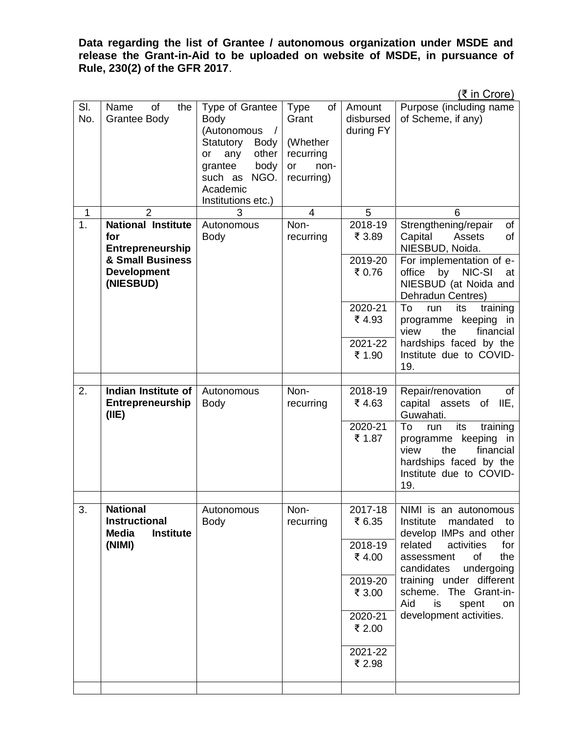**Data regarding the list of Grantee / autonomous organization under MSDE and release the Grant-in-Aid to be uploaded on website of MSDE, in pursuance of Rule, 230(2) of the GFR 2017**.

(₹ in Crore)

| Sl. No. | Name of the Grantee Body | Type of Grantee Body (Autonomous / Statutory Body or any other grantee body such as NGO. Academic Institutions etc.) | Type of Grant (Whether recurring or non-recurring) | Amount disbursed during FY | Purpose (including name of Scheme, if any) |
|---|---|---|---|---|---|
| 1 | 2 | 3 | 4 | 5 | 6 |
| 1. | **National Institute for Entrepreneurship & Small Business Development (NIESBUD)** | Autonomous Body | Non-recurring | 2018-19 ₹ 3.89 | Strengthening/repair of Capital Assets of NIESBUD, Noida. |
| | | | | 2019-20 ₹ 0.76 | For implementation of e-office by NIC-SI at NIESBUD (at Noida and Dehradun Centres) |
| | | | | 2020-21 ₹ 4.93 | To run its training programme keeping in view the financial hardships faced by the Institute due to COVID-19. |
| | | | | 2021-22 ₹ 1.90 | |
| | | | | | |
| 2. | **Indian Institute of Entrepreneurship (IIE)** | Autonomous Body | Non-recurring | 2018-19 ₹ 4.63 | Repair/renovation of capital assets of IIE, Guwahati. |
| | | | | 2020-21 ₹ 1.87 | To run its training programme keeping in view the financial hardships faced by the Institute due to COVID-19. |
| | | | | | |
| 3. | **National Instructional Media Institute (NIMI)** | Autonomous Body | Non-recurring | 2017-18 ₹ 6.35 | NIMI is an autonomous Institute mandated to develop IMPs and other related activities for assessment of the candidates undergoing training under different scheme. The Grant-in-Aid is spent on development activities. |
| | | | | 2018-19 ₹ 4.00 | |
| | | | | 2019-20 ₹ 3.00 | |
| | | | | 2020-21 ₹ 2.00 | |
| | | | | 2021-22 ₹ 2.98 | |
| | | | | | |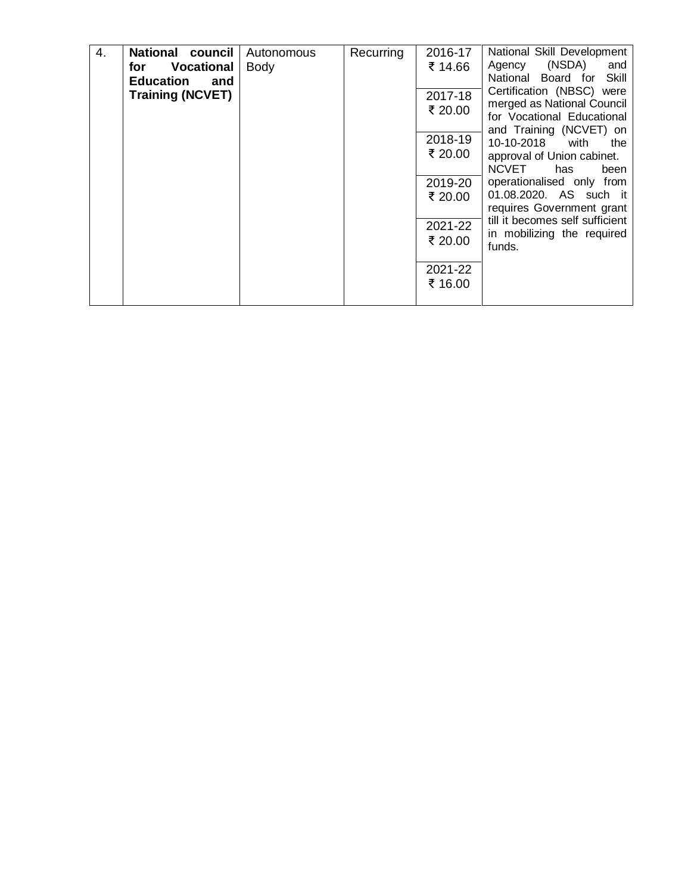| | | | | | |
|---|---|---|---|---|---|
| 4. | **National council for Vocational Education and Training (NCVET)** | Autonomous Body | Recurring | 2016-17<br>₹ 14.66 | National Skill Development Agency (NSDA) and National Board for Skill Certification (NBSC) were merged as National Council for Vocational Educational and Training (NCVET) on 10-10-2018 with the approval of Union cabinet. NCVET has been operationalised only from 01.08.2020. AS such it requires Government grant till it becomes self sufficient in mobilizing the required funds. |
| | | | | 2017-18<br>₹ 20.00 | |
| | | | | 2018-19<br>₹ 20.00 | |
| | | | | 2019-20<br>₹ 20.00 | |
| | | | | 2021-22<br>₹ 20.00 | |
| | | | | 2021-22<br>₹ 16.00 | |